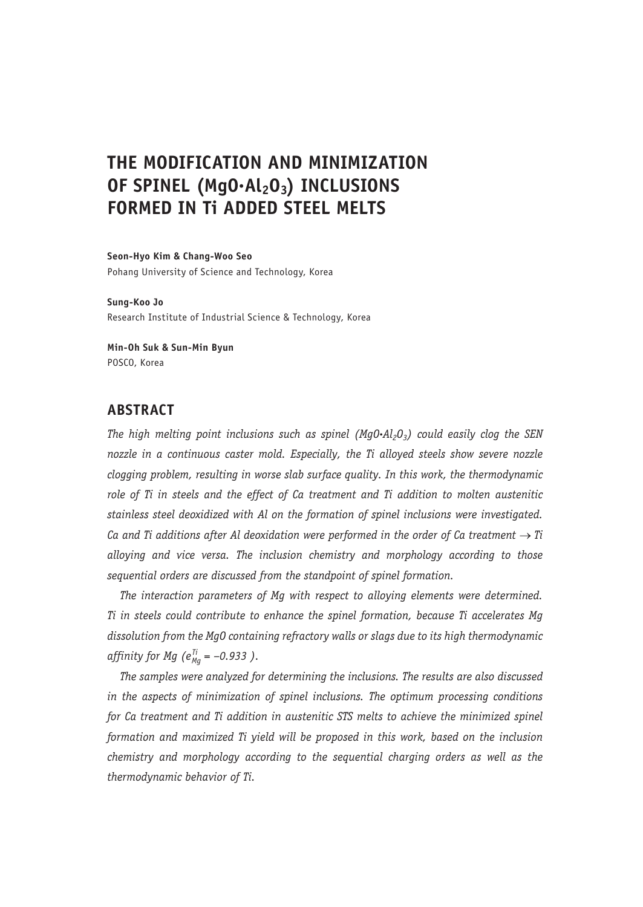# THE MODIFICATION AND MINIMIZATION OF SPINEL ($MgO \cdot Al_2O_3$) INCLUSIONS FORMED IN Ti ADDED STEEL MELTS

**Seon-Hyo Kim & Chang-Woo Seo**
Pohang University of Science and Technology, Korea

**Sung-Koo Jo**
Research Institute of Industrial Science & Technology, Korea

**Min-Oh Suk & Sun-Min Byun**
POSCO, Korea

## ABSTRACT

*The high melting point inclusions such as spinel ($MgO \cdot Al_2O_3$) could easily clog the SEN nozzle in a continuous caster mold. Especially, the Ti alloyed steels show severe nozzle clogging problem, resulting in worse slab surface quality. In this work, the thermodynamic role of Ti in steels and the effect of Ca treatment and Ti addition to molten austenitic stainless steel deoxidized with Al on the formation of spinel inclusions were investigated. Ca and Ti additions after Al deoxidation were performed in the order of Ca treatment → Ti alloying and vice versa. The inclusion chemistry and morphology according to those sequential orders are discussed from the standpoint of spinel formation.*

*The interaction parameters of Mg with respect to alloying elements were determined. Ti in steels could contribute to enhance the spinel formation, because Ti accelerates Mg dissolution from the MgO containing refractory walls or slags due to its high thermodynamic affinity for Mg ($e_{Mg}^{Ti} = -0.933$ ).*

*The samples were analyzed for determining the inclusions. The results are also discussed in the aspects of minimization of spinel inclusions. The optimum processing conditions for Ca treatment and Ti addition in austenitic STS melts to achieve the minimized spinel formation and maximized Ti yield will be proposed in this work, based on the inclusion chemistry and morphology according to the sequential charging orders as well as the thermodynamic behavior of Ti.*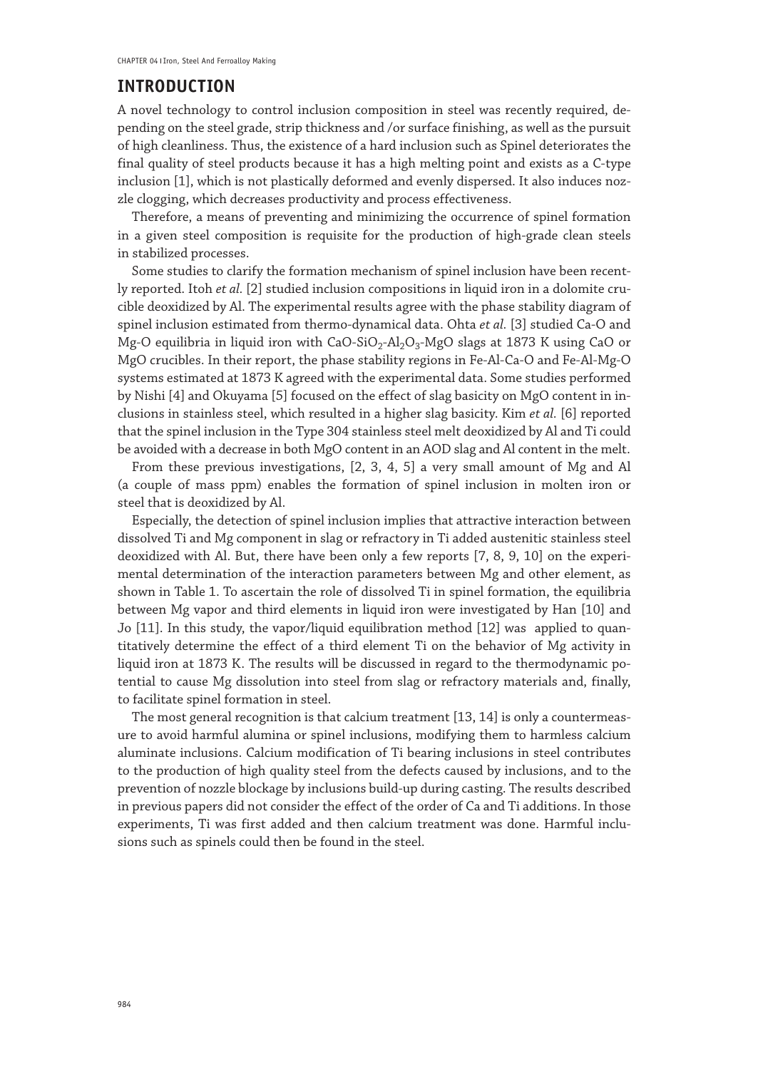## INTRODUCTION

A novel technology to control inclusion composition in steel was recently required, depending on the steel grade, strip thickness and /or surface finishing, as well as the pursuit of high cleanliness. Thus, the existence of a hard inclusion such as Spinel deteriorates the final quality of steel products because it has a high melting point and exists as a C-type inclusion [1], which is not plastically deformed and evenly dispersed. It also induces nozzle clogging, which decreases productivity and process effectiveness.

Therefore, a means of preventing and minimizing the occurrence of spinel formation in a given steel composition is requisite for the production of high-grade clean steels in stabilized processes.

Some studies to clarify the formation mechanism of spinel inclusion have been recently reported. Itoh *et al.* [2] studied inclusion compositions in liquid iron in a dolomite crucible deoxidized by Al. The experimental results agree with the phase stability diagram of spinel inclusion estimated from thermo-dynamical data. Ohta *et al.* [3] studied Ca-O and Mg-O equilibria in liquid iron with CaO-$SiO_2$-$Al_2O_3$-MgO slags at 1873 K using CaO or MgO crucibles. In their report, the phase stability regions in Fe-Al-Ca-O and Fe-Al-Mg-O systems estimated at 1873 K agreed with the experimental data. Some studies performed by Nishi [4] and Okuyama [5] focused on the effect of slag basicity on MgO content in inclusions in stainless steel, which resulted in a higher slag basicity. Kim *et al.* [6] reported that the spinel inclusion in the Type 304 stainless steel melt deoxidized by Al and Ti could be avoided with a decrease in both MgO content in an AOD slag and Al content in the melt.

From these previous investigations, [2, 3, 4, 5] a very small amount of Mg and Al (a couple of mass ppm) enables the formation of spinel inclusion in molten iron or steel that is deoxidized by Al.

Especially, the detection of spinel inclusion implies that attractive interaction between dissolved Ti and Mg component in slag or refractory in Ti added austenitic stainless steel deoxidized with Al. But, there have been only a few reports [7, 8, 9, 10] on the experimental determination of the interaction parameters between Mg and other element, as shown in Table 1. To ascertain the role of dissolved Ti in spinel formation, the equilibria between Mg vapor and third elements in liquid iron were investigated by Han [10] and Jo [11]. In this study, the vapor/liquid equilibration method [12] was applied to quantitatively determine the effect of a third element Ti on the behavior of Mg activity in liquid iron at 1873 K. The results will be discussed in regard to the thermodynamic potential to cause Mg dissolution into steel from slag or refractory materials and, finally, to facilitate spinel formation in steel.

The most general recognition is that calcium treatment [13, 14] is only a countermeasure to avoid harmful alumina or spinel inclusions, modifying them to harmless calcium aluminate inclusions. Calcium modification of Ti bearing inclusions in steel contributes to the production of high quality steel from the defects caused by inclusions, and to the prevention of nozzle blockage by inclusions build-up during casting. The results described in previous papers did not consider the effect of the order of Ca and Ti additions. In those experiments, Ti was first added and then calcium treatment was done. Harmful inclusions such as spinels could then be found in the steel.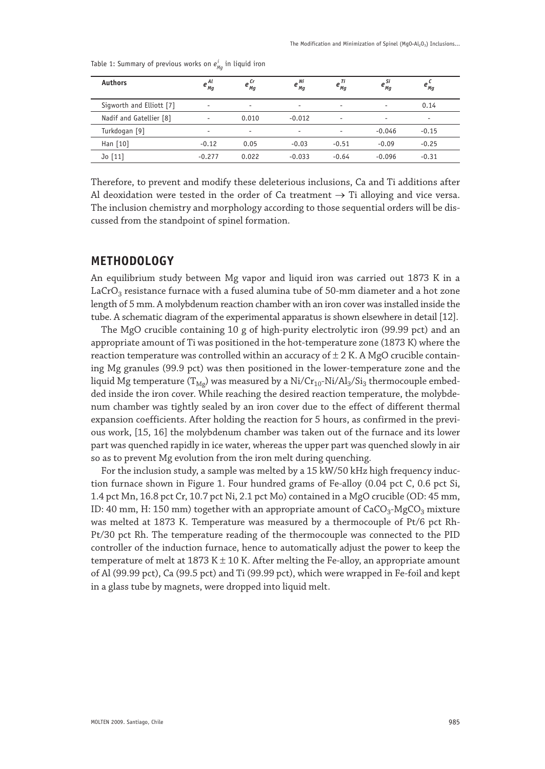Table 1: Summary of previous works on $e_{Mg}^{i}$ in liquid iron

| Authors | $e_{Mg}^{Al}$ | $e_{Mg}^{Cr}$ | $e_{Mg}^{Ni}$ | $e_{Mg}^{Ti}$ | $e_{Mg}^{Si}$ | $e_{Mg}^{C}$ |
|---|---|---|---|---|---|---|
| Sigworth and Elliott [7] | - | - | - | - | - | 0.14 |
| Nadif and Gatellier [8] | - | 0.010 | -0.012 | - | - | - |
| Turkdogan [9] | - | - | - | - | -0.046 | -0.15 |
| Han [10] | -0.12 | 0.05 | -0.03 | -0.51 | -0.09 | -0.25 |
| Jo [11] | -0.277 | 0.022 | -0.033 | -0.64 | -0.096 | -0.31 |

Therefore, to prevent and modify these deleterious inclusions, Ca and Ti additions after Al deoxidation were tested in the order of Ca treatment → Ti alloying and vice versa. The inclusion chemistry and morphology according to those sequential orders will be discussed from the standpoint of spinel formation.

## METHODOLOGY

An equilibrium study between Mg vapor and liquid iron was carried out 1873 K in a $LaCrO_3$ resistance furnace with a fused alumina tube of 50-mm diameter and a hot zone length of 5 mm. A molybdenum reaction chamber with an iron cover was installed inside the tube. A schematic diagram of the experimental apparatus is shown elsewhere in detail [12].

The MgO crucible containing 10 g of high-purity electrolytic iron (99.99 pct) and an appropriate amount of Ti was positioned in the hot-temperature zone (1873 K) where the reaction temperature was controlled within an accuracy of ± 2 K. A MgO crucible containing Mg granules (99.9 pct) was then positioned in the lower-temperature zone and the liquid Mg temperature ($T_{Mg}$) was measured by a $Ni/Cr_{10}$-$Ni/Al_3/Si_3$ thermocouple embedded inside the iron cover. While reaching the desired reaction temperature, the molybdenum chamber was tightly sealed by an iron cover due to the effect of different thermal expansion coefficients. After holding the reaction for 5 hours, as confirmed in the previous work, [15, 16] the molybdenum chamber was taken out of the furnace and its lower part was quenched rapidly in ice water, whereas the upper part was quenched slowly in air so as to prevent Mg evolution from the iron melt during quenching.

For the inclusion study, a sample was melted by a 15 kW/50 kHz high frequency induction furnace shown in Figure 1. Four hundred grams of Fe-alloy (0.04 pct C, 0.6 pct Si, 1.4 pct Mn, 16.8 pct Cr, 10.7 pct Ni, 2.1 pct Mo) contained in a MgO crucible (OD: 45 mm, ID: 40 mm, H: 150 mm) together with an appropriate amount of $CaCO_3$-$MgCO_3$ mixture was melted at 1873 K. Temperature was measured by a thermocouple of Pt/6 pct Rh-Pt/30 pct Rh. The temperature reading of the thermocouple was connected to the PID controller of the induction furnace, hence to automatically adjust the power to keep the temperature of melt at 1873 K ± 10 K. After melting the Fe-alloy, an appropriate amount of Al (99.99 pct), Ca (99.5 pct) and Ti (99.99 pct), which were wrapped in Fe-foil and kept in a glass tube by magnets, were dropped into liquid melt.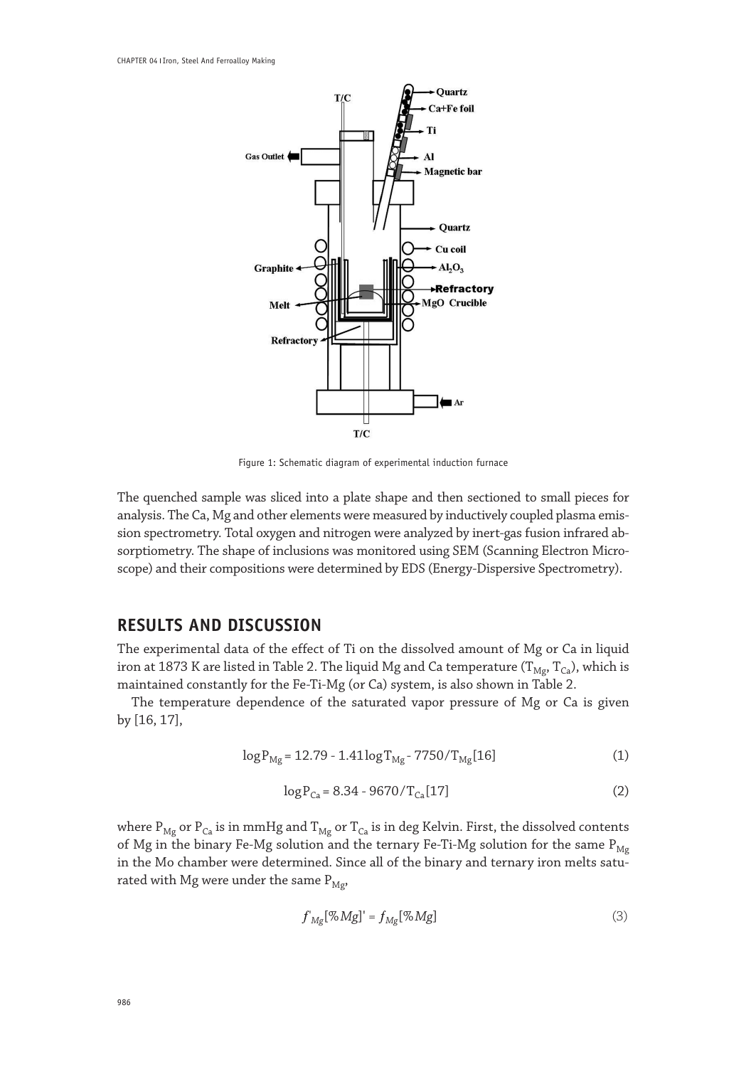Figure 1: Schematic diagram of experimental induction furnace

The quenched sample was sliced into a plate shape and then sectioned to small pieces for analysis. The Ca, Mg and other elements were measured by inductively coupled plasma emission spectrometry. Total oxygen and nitrogen were analyzed by inert-gas fusion infrared absorptiometry. The shape of inclusions was monitored using SEM (Scanning Electron Microscope) and their compositions were determined by EDS (Energy-Dispersive Spectrometry).

## RESULTS AND DISCUSSION

The experimental data of the effect of Ti on the dissolved amount of Mg or Ca in liquid iron at 1873 K are listed in Table 2. The liquid Mg and Ca temperature ($T_{Mg}$, $T_{Ca}$), which is maintained constantly for the Fe-Ti-Mg (or Ca) system, is also shown in Table 2.

The temperature dependence of the saturated vapor pressure of Mg or Ca is given by [16, 17],

$$\log P_{Mg} = 12.79 - 1.41 \log T_{Mg} - 7750/T_{Mg} [16] \quad (1)$$

$$\log P_{Ca} = 8.34 - 9670/T_{Ca} [17] \quad (2)$$

where $P_{Mg}$ or $P_{Ca}$ is in mmHg and $T_{Mg}$ or $T_{Ca}$ is in deg Kelvin. First, the dissolved contents of Mg in the binary Fe-Mg solution and the ternary Fe-Ti-Mg solution for the same $P_{Mg}$ in the Mo chamber were determined. Since all of the binary and ternary iron melts saturated with Mg were under the same $P_{Mg}$,

$$f'_{Mg}[\%Mg]' = f_{Mg}[\%Mg] \quad (3)$$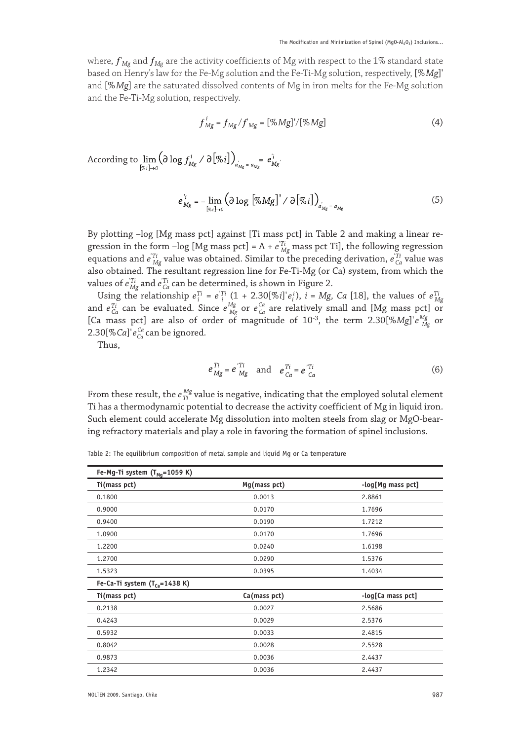where, $f'_{Mg}$ and $f_{Mg}$ are the activity coefficients of Mg with respect to the 1% standard state based on Henry's law for the Fe-Mg solution and the Fe-Ti-Mg solution, respectively, $[\%Mg]'$ and $[\%Mg]$ are the saturated dissolved contents of Mg in iron melts for the Fe-Mg solution and the Fe-Ti-Mg solution, respectively.

$$f^{i}_{Mg} = f_{Mg} / f'_{Mg} = [\%Mg]'/[\%Mg] \tag{4}$$

According to $\lim_{[\%i]\to 0} \left(\partial \log f^{i}_{Mg} / \partial [\%i]\right)_{a'_{Mg} = a_{Mg}} = e'^{i}_{Mg}$

$$e'^{i}_{Mg} = -\lim_{[\%i]\to 0} \left(\partial \log\ [\%Mg]' / \partial [\%i]\right)_{a'_{Mg} = a_{Mg}} \tag{5}$$

By plotting –log [Mg mass pct] against [Ti mass pct] in Table 2 and making a linear regression in the form –log [Mg mass pct] = A + $e'^{Ti}_{Mg}$ mass pct Ti], the following regression equations and $e'^{Ti}_{Mg}$ value was obtained. Similar to the preceding derivation, $e'^{Ti}_{Ca}$ value was also obtained. The resultant regression line for Fe-Ti-Mg (or Ca) system, from which the values of $e'^{Ti}_{Mg}$ and $e'^{Ti}_{Ca}$ can be determined, is shown in Figure 2.

Using the relationship $e^{Ti}_{i} = e'^{Ti}_{i}\ (1 + 2.30[\%i]' e^{i}_{i})$, $i = Mg,\ Ca$ [18], the values of $e^{Ti}_{Mg}$ and $e^{Ti}_{Ca}$ can be evaluated. Since $e^{Mg}_{Mg}$ or $e^{Ca}_{Ca}$ are relatively small and [Mg mass pct] or [Ca mass pct] are also of order of magnitude of $10^{-3}$, the term $2.30[\%Mg]' e^{Mg}_{Mg}$ or $2.30[\%Ca]' e^{Ca}_{Ca}$ can be ignored.

Thus,

$$e^{Ti}_{Mg} = e'^{Ti}_{Mg} \quad \text{and} \quad e^{Ti}_{Ca} = e'^{Ti}_{Ca} \tag{6}$$

From these result, the $e^{Mg}_{Ti}$ value is negative, indicating that the employed solutal element Ti has a thermodynamic potential to decrease the activity coefficient of Mg in liquid iron. Such element could accelerate Mg dissolution into molten steels from slag or MgO-bearing refractory materials and play a role in favoring the formation of spinel inclusions.

Table 2: The equilibrium composition of metal sample and liquid Mg or Ca temperature

| Fe-Mg-Ti system ($T_{Mg}$=1059 K) | | |
|---|---|---|
| **Ti(mass pct)** | **Mg(mass pct)** | **-log[Mg mass pct]** |
| 0.1800 | 0.0013 | 2.8861 |
| 0.9000 | 0.0170 | 1.7696 |
| 0.9400 | 0.0190 | 1.7212 |
| 1.0900 | 0.0170 | 1.7696 |
| 1.2200 | 0.0240 | 1.6198 |
| 1.2700 | 0.0290 | 1.5376 |
| 1.5323 | 0.0395 | 1.4034 |
| **Fe-Ca-Ti system ($T_{Ca}$=1438 K)** | | |
| **Ti(mass pct)** | **Ca(mass pct)** | **-log[Ca mass pct]** |
| 0.2138 | 0.0027 | 2.5686 |
| 0.4243 | 0.0029 | 2.5376 |
| 0.5932 | 0.0033 | 2.4815 |
| 0.8042 | 0.0028 | 2.5528 |
| 0.9873 | 0.0036 | 2.4437 |
| 1.2342 | 0.0036 | 2.4437 |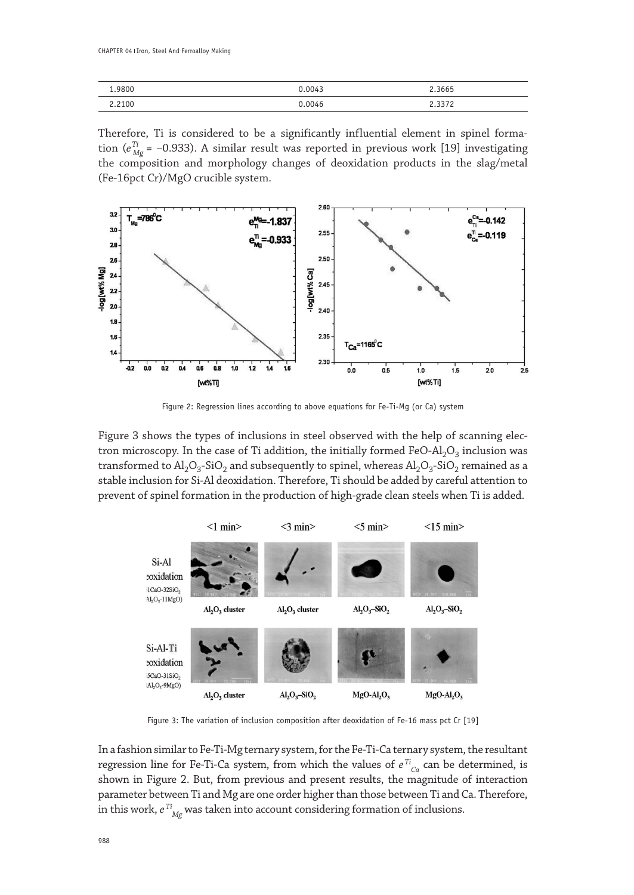| 1.9800 | 0.0043 | 2.3665 |
|---|---|---|
| 2.2100 | 0.0046 | 2.3372 |

Therefore, Ti is considered to be a significantly influential element in spinel formation ($e_{Mg}^{Ti}$ = −0.933). A similar result was reported in previous work [19] investigating the composition and morphology changes of deoxidation products in the slag/metal (Fe-16pct Cr)/MgO crucible system.

Figure 2: Regression lines according to above equations for Fe-Ti-Mg (or Ca) system

Figure 3 shows the types of inclusions in steel observed with the help of scanning electron microscopy. In the case of Ti addition, the initially formed $FeO$-$Al_2O_3$ inclusion was transformed to $Al_2O_3$-$SiO_2$ and subsequently to spinel, whereas $Al_2O_3$-$SiO_2$ remained as a stable inclusion for Si-Al deoxidation. Therefore, Ti should be added by careful attention to prevent of spinel formation in the production of high-grade clean steels when Ti is added.

Figure 3: The variation of inclusion composition after deoxidation of Fe-16 mass pct Cr [19]

In a fashion similar to Fe-Ti-Mg ternary system, for the Fe-Ti-Ca ternary system, the resultant regression line for Fe-Ti-Ca system, from which the values of $e^{Ti}_{Ca}$ can be determined, is shown in Figure 2. But, from previous and present results, the magnitude of interaction parameter between Ti and Mg are one order higher than those between Ti and Ca. Therefore, in this work, $e^{Ti}_{Mg}$ was taken into account considering formation of inclusions.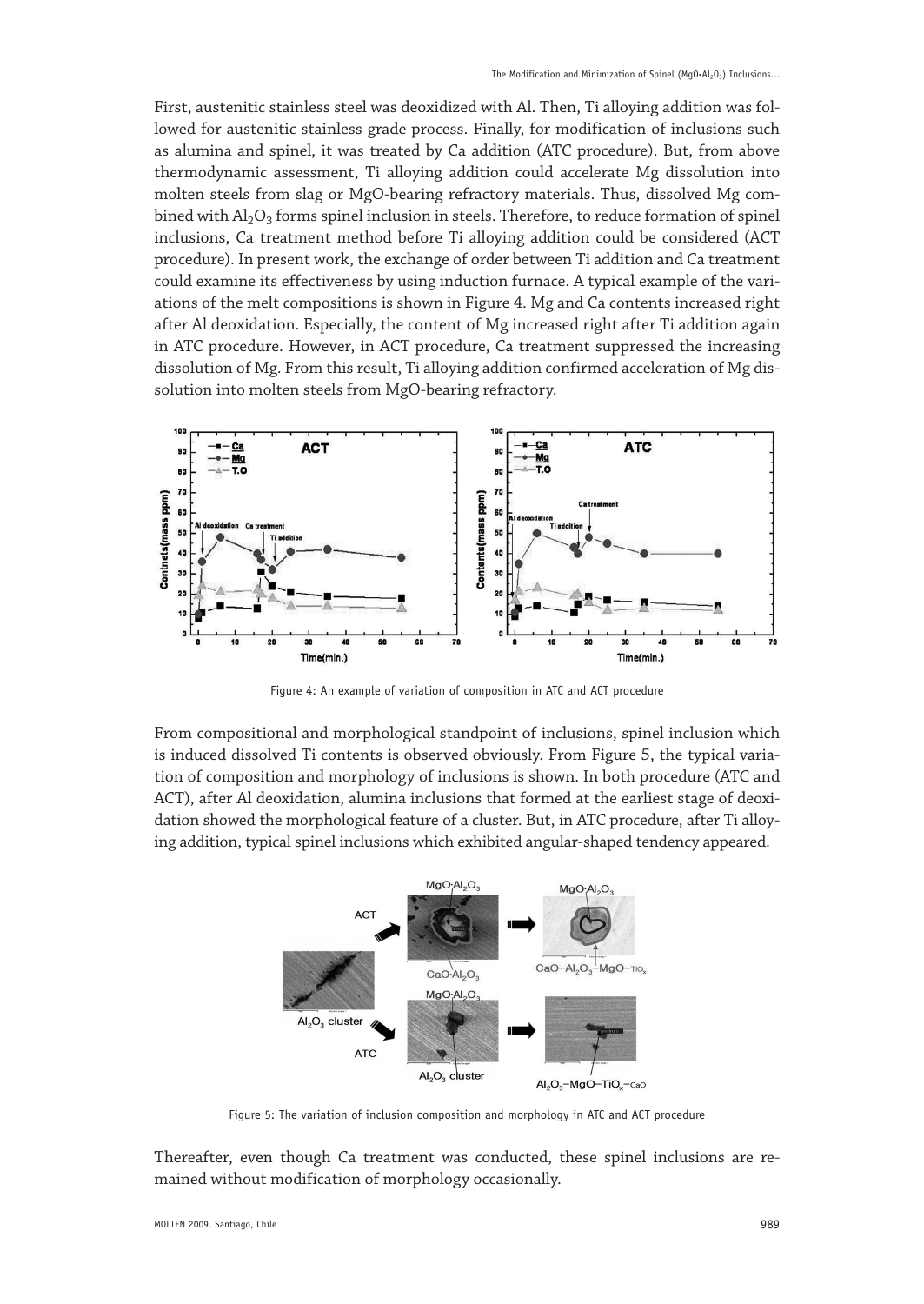First, austenitic stainless steel was deoxidized with Al. Then, Ti alloying addition was followed for austenitic stainless grade process. Finally, for modification of inclusions such as alumina and spinel, it was treated by Ca addition (ATC procedure). But, from above thermodynamic assessment, Ti alloying addition could accelerate Mg dissolution into molten steels from slag or MgO-bearing refractory materials. Thus, dissolved Mg combined with $Al_2O_3$ forms spinel inclusion in steels. Therefore, to reduce formation of spinel inclusions, Ca treatment method before Ti alloying addition could be considered (ACT procedure). In present work, the exchange of order between Ti addition and Ca treatment could examine its effectiveness by using induction furnace. A typical example of the variations of the melt compositions is shown in Figure 4. Mg and Ca contents increased right after Al deoxidation. Especially, the content of Mg increased right after Ti addition again in ATC procedure. However, in ACT procedure, Ca treatment suppressed the increasing dissolution of Mg. From this result, Ti alloying addition confirmed acceleration of Mg dissolution into molten steels from MgO-bearing refractory.

Figure 4: An example of variation of composition in ATC and ACT procedure

From compositional and morphological standpoint of inclusions, spinel inclusion which is induced dissolved Ti contents is observed obviously. From Figure 5, the typical variation of composition and morphology of inclusions is shown. In both procedure (ATC and ACT), after Al deoxidation, alumina inclusions that formed at the earliest stage of deoxidation showed the morphological feature of a cluster. But, in ATC procedure, after Ti alloying addition, typical spinel inclusions which exhibited angular-shaped tendency appeared.

Figure 5: The variation of inclusion composition and morphology in ATC and ACT procedure

Thereafter, even though Ca treatment was conducted, these spinel inclusions are remained without modification of morphology occasionally.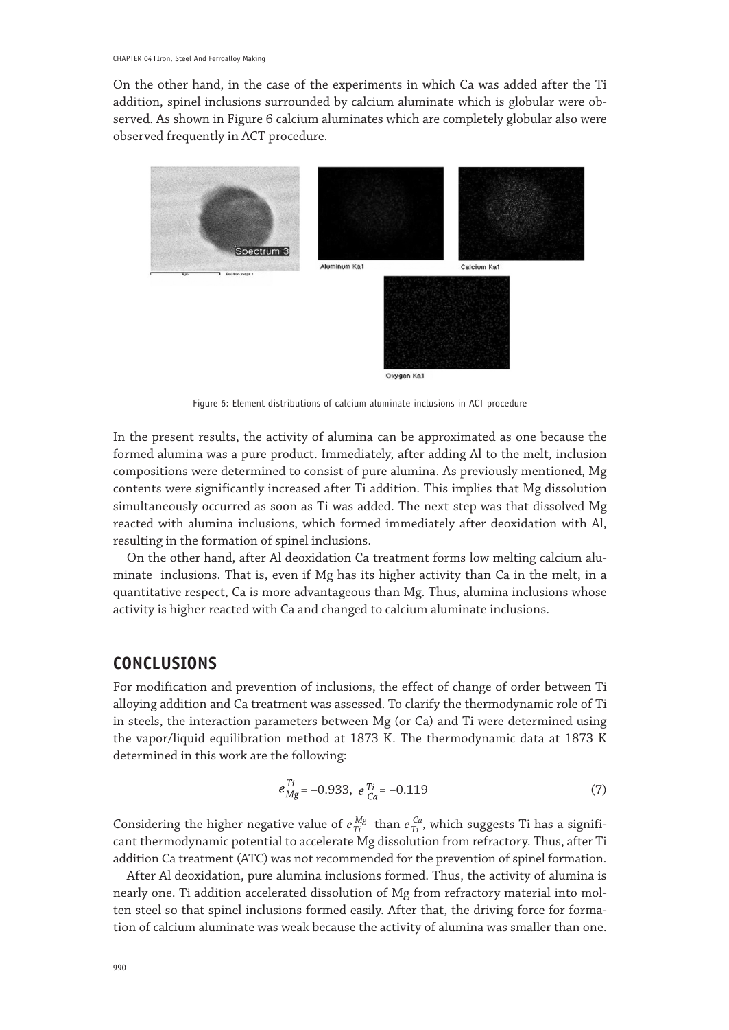On the other hand, in the case of the experiments in which Ca was added after the Ti addition, spinel inclusions surrounded by calcium aluminate which is globular were observed. As shown in Figure 6 calcium aluminates which are completely globular also were observed frequently in ACT procedure.

Figure 6: Element distributions of calcium aluminate inclusions in ACT procedure

In the present results, the activity of alumina can be approximated as one because the formed alumina was a pure product. Immediately, after adding Al to the melt, inclusion compositions were determined to consist of pure alumina. As previously mentioned, Mg contents were significantly increased after Ti addition. This implies that Mg dissolution simultaneously occurred as soon as Ti was added. The next step was that dissolved Mg reacted with alumina inclusions, which formed immediately after deoxidation with Al, resulting in the formation of spinel inclusions.

On the other hand, after Al deoxidation Ca treatment forms low melting calcium aluminate inclusions. That is, even if Mg has its higher activity than Ca in the melt, in a quantitative respect, Ca is more advantageous than Mg. Thus, alumina inclusions whose activity is higher reacted with Ca and changed to calcium aluminate inclusions.

## CONCLUSIONS

For modification and prevention of inclusions, the effect of change of order between Ti alloying addition and Ca treatment was assessed. To clarify the thermodynamic role of Ti in steels, the interaction parameters between Mg (or Ca) and Ti were determined using the vapor/liquid equilibration method at 1873 K. The thermodynamic data at 1873 K determined in this work are the following:

$$e_{Mg}^{Ti} = -0.933,\ e_{Ca}^{Ti} = -0.119 \tag{7}$$

Considering the higher negative value of $e_{Ti}^{Mg}$ than $e_{Ti}^{Ca}$, which suggests Ti has a significant thermodynamic potential to accelerate Mg dissolution from refractory. Thus, after Ti addition Ca treatment (ATC) was not recommended for the prevention of spinel formation.

After Al deoxidation, pure alumina inclusions formed. Thus, the activity of alumina is nearly one. Ti addition accelerated dissolution of Mg from refractory material into molten steel so that spinel inclusions formed easily. After that, the driving force for formation of calcium aluminate was weak because the activity of alumina was smaller than one.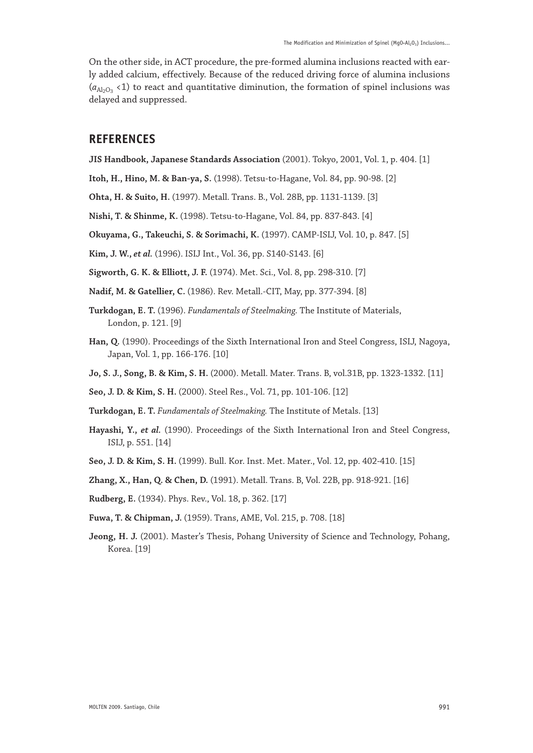On the other side, in ACT procedure, the pre-formed alumina inclusions reacted with early added calcium, effectively. Because of the reduced driving force of alumina inclusions ($a_{Al_2O_3}$ <1) to react and quantitative diminution, the formation of spinel inclusions was delayed and suppressed.

## REFERENCES

**JIS Handbook, Japanese Standards Association** (2001). Tokyo, 2001, Vol. 1, p. 404. [1]

**Itoh, H., Hino, M. & Ban-ya, S.** (1998). Tetsu-to-Hagane, Vol. 84, pp. 90-98. [2]

**Ohta, H. & Suito, H.** (1997). Metall. Trans. B., Vol. 28B, pp. 1131-1139. [3]

**Nishi, T. & Shinme, K.** (1998). Tetsu-to-Hagane, Vol. 84, pp. 837-843. [4]

**Okuyama, G., Takeuchi, S. & Sorimachi, K.** (1997). CAMP-ISIJ, Vol. 10, p. 847. [5]

**Kim, J. W., *et al.*** (1996). ISIJ Int., Vol. 36, pp. S140-S143. [6]

**Sigworth, G. K. & Elliott, J. F.** (1974). Met. Sci., Vol. 8, pp. 298-310. [7]

**Nadif, M. & Gatellier, C.** (1986). Rev. Metall.-CIT, May, pp. 377-394. [8]

**Turkdogan, E. T.** (1996). *Fundamentals of Steelmaking.* The Institute of Materials, London, p. 121. [9]

**Han, Q.** (1990). Proceedings of the Sixth International Iron and Steel Congress, ISIJ, Nagoya, Japan, Vol. 1, pp. 166-176. [10]

**Jo, S. J., Song, B. & Kim, S. H.** (2000). Metall. Mater. Trans. B, vol.31B, pp. 1323-1332. [11]

**Seo, J. D. & Kim, S. H.** (2000). Steel Res., Vol. 71, pp. 101-106. [12]

**Turkdogan, E. T.** *Fundamentals of Steelmaking.* The Institute of Metals. [13]

**Hayashi, Y., *et al.*** (1990). Proceedings of the Sixth International Iron and Steel Congress, ISIJ, p. 551. [14]

**Seo, J. D. & Kim, S. H.** (1999). Bull. Kor. Inst. Met. Mater., Vol. 12, pp. 402-410. [15]

**Zhang, X., Han, Q. & Chen, D.** (1991). Metall. Trans. B, Vol. 22B, pp. 918-921. [16]

**Rudberg, E.** (1934). Phys. Rev., Vol. 18, p. 362. [17]

**Fuwa, T. & Chipman, J.** (1959). Trans, AME, Vol. 215, p. 708. [18]

**Jeong, H. J.** (2001). Master's Thesis, Pohang University of Science and Technology, Pohang, Korea. [19]